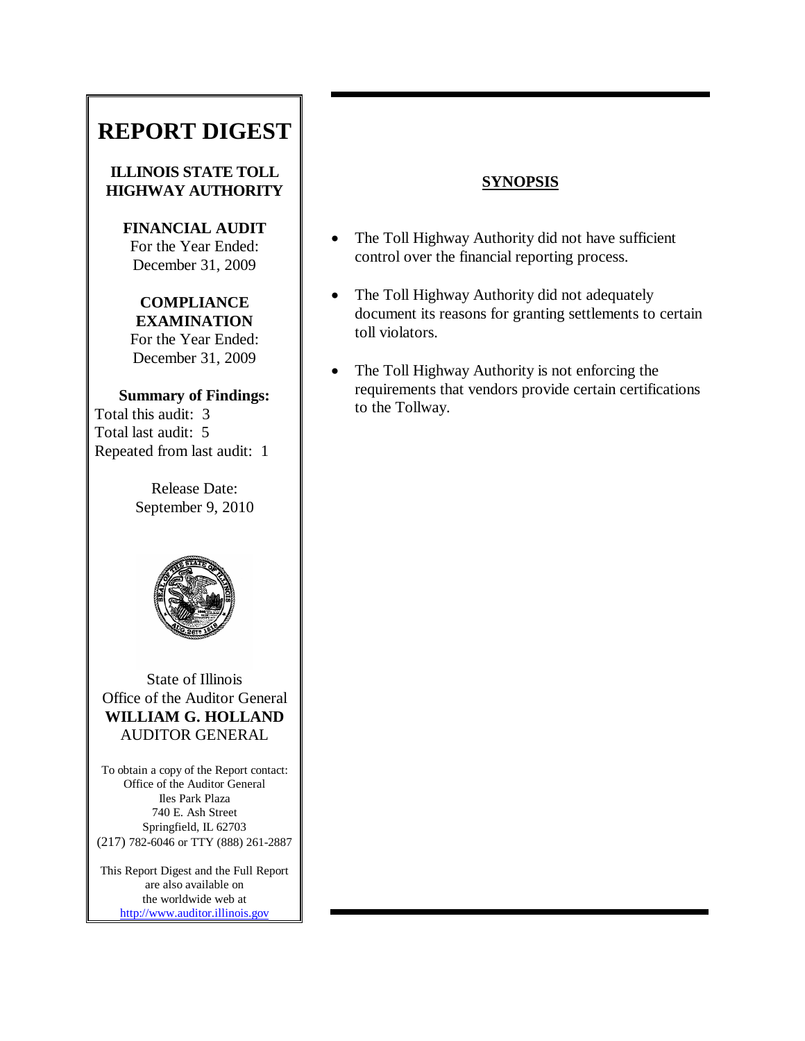# REPORT DIGEST

**ILLINOIS STATE TOLL HIGHWAY AUTHORITY**

**FINANCIAL AUDIT**
For the Year Ended:
December 31, 2009

**COMPLIANCE EXAMINATION**
For the Year Ended:
December 31, 2009

**Summary of Findings:**
Total this audit: 3
Total last audit: 5
Repeated from last audit: 1

Release Date:
September 9, 2010

State of Illinois
Office of the Auditor General
**WILLIAM G. HOLLAND**
AUDITOR GENERAL

To obtain a copy of the Report contact:
Office of the Auditor General
Iles Park Plaza
740 E. Ash Street
Springfield, IL 62703
(217) 782-6046 or TTY (888) 261-2887

This Report Digest and the Full Report are also available on the worldwide web at
http://www.auditor.illinois.gov

## SYNOPSIS

- The Toll Highway Authority did not have sufficient control over the financial reporting process.
- The Toll Highway Authority did not adequately document its reasons for granting settlements to certain toll violators.
- The Toll Highway Authority is not enforcing the requirements that vendors provide certain certifications to the Tollway.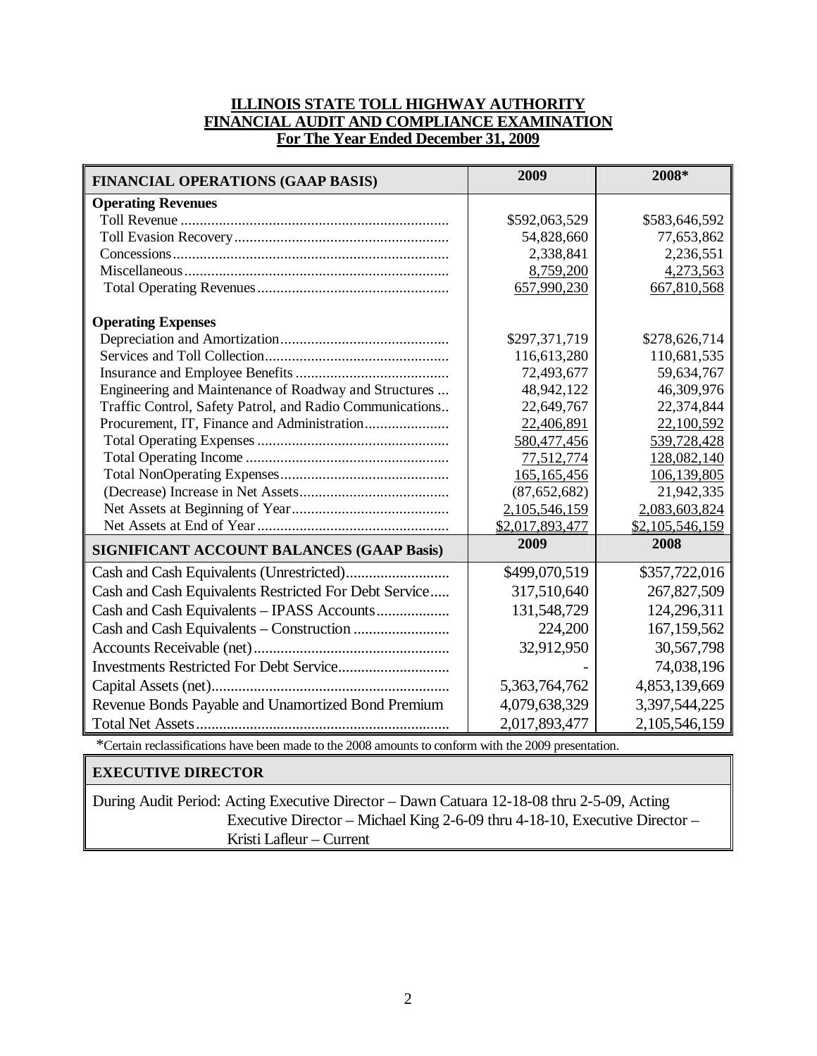# ILLINOIS STATE TOLL HIGHWAY AUTHORITY
## FINANCIAL AUDIT AND COMPLIANCE EXAMINATION
### For The Year Ended December 31, 2009

| FINANCIAL OPERATIONS (GAAP BASIS) | 2009 | 2008* |
|---|---|---|
| **Operating Revenues** | | |
| Toll Revenue | $592,063,529 | $583,646,592 |
| Toll Evasion Recovery | 54,828,660 | 77,653,862 |
| Concessions | 2,338,841 | 2,236,551 |
| Miscellaneous | 8,759,200 | 4,273,563 |
| Total Operating Revenues | 657,990,230 | 667,810,568 |
| **Operating Expenses** | | |
| Depreciation and Amortization | $297,371,719 | $278,626,714 |
| Services and Toll Collection | 116,613,280 | 110,681,535 |
| Insurance and Employee Benefits | 72,493,677 | 59,634,767 |
| Engineering and Maintenance of Roadway and Structures | 48,942,122 | 46,309,976 |
| Traffic Control, Safety Patrol, and Radio Communications | 22,649,767 | 22,374,844 |
| Procurement, IT, Finance and Administration | 22,406,891 | 22,100,592 |
| Total Operating Expenses | 580,477,456 | 539,728,428 |
| Total Operating Income | 77,512,774 | 128,082,140 |
| Total NonOperating Expenses | 165,165,456 | 106,139,805 |
| (Decrease) Increase in Net Assets | (87,652,682) | 21,942,335 |
| Net Assets at Beginning of Year | 2,105,546,159 | 2,083,603,824 |
| Net Assets at End of Year | $2,017,893,477 | $2,105,546,159 |
| **SIGNIFICANT ACCOUNT BALANCES (GAAP Basis)** | **2009** | **2008** |
| Cash and Cash Equivalents (Unrestricted) | $499,070,519 | $357,722,016 |
| Cash and Cash Equivalents Restricted For Debt Service | 317,510,640 | 267,827,509 |
| Cash and Cash Equivalents – IPASS Accounts | 131,548,729 | 124,296,311 |
| Cash and Cash Equivalents – Construction | 224,200 | 167,159,562 |
| Accounts Receivable (net) | 32,912,950 | 30,567,798 |
| Investments Restricted For Debt Service | - | 74,038,196 |
| Capital Assets (net) | 5,363,764,762 | 4,853,139,669 |
| Revenue Bonds Payable and Unamortized Bond Premium | 4,079,638,329 | 3,397,544,225 |
| Total Net Assets | 2,017,893,477 | 2,105,546,159 |

*Certain reclassifications have been made to the 2008 amounts to conform with the 2009 presentation.

| EXECUTIVE DIRECTOR |
|---|
| During Audit Period: Acting Executive Director – Dawn Catuara 12-18-08 thru 2-5-09, Acting Executive Director – Michael King 2-6-09 thru 4-18-10, Executive Director – Kristi Lafleur – Current |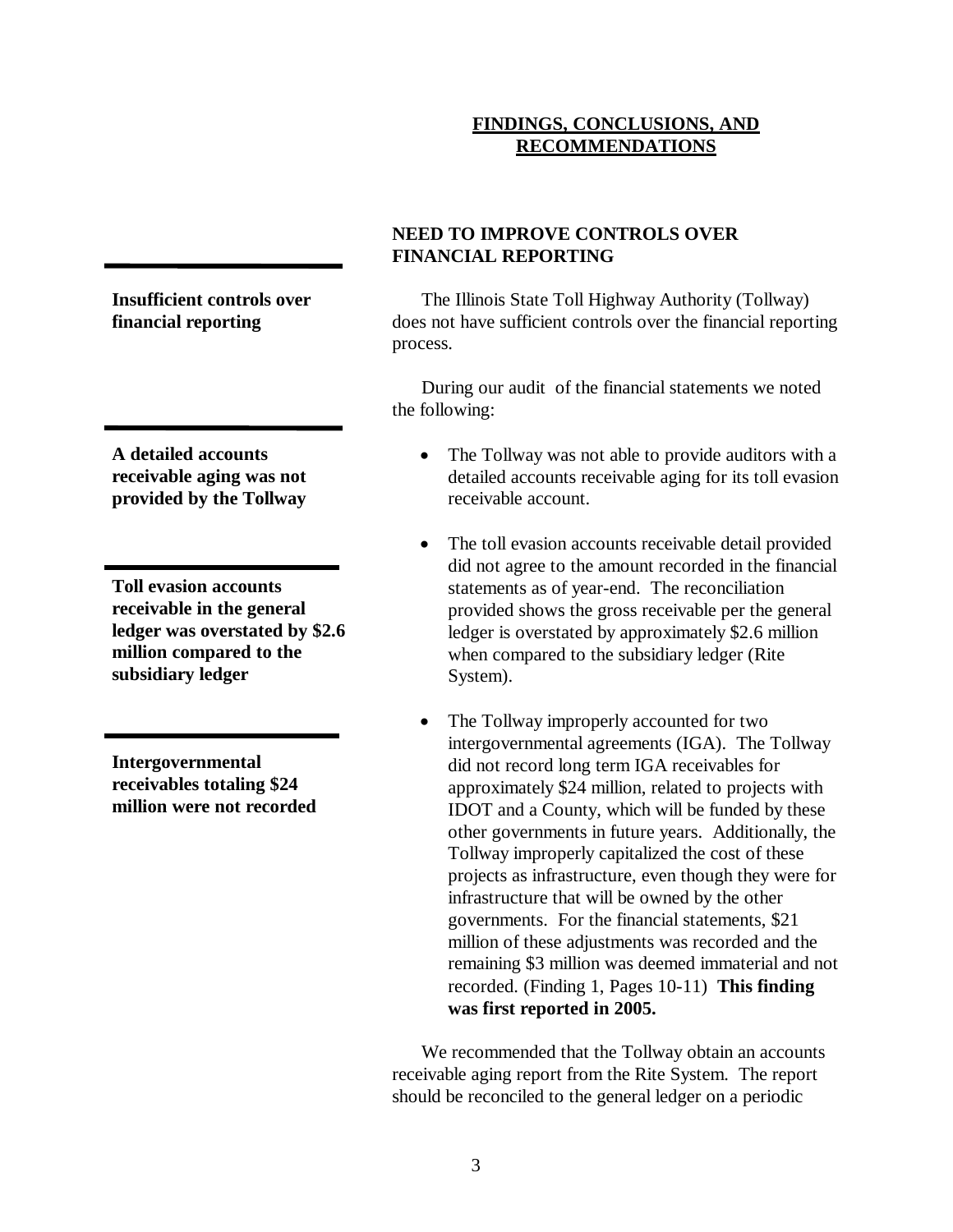## FINDINGS, CONCLUSIONS, AND RECOMMENDATIONS

### NEED TO IMPROVE CONTROLS OVER FINANCIAL REPORTING

**Insufficient controls over financial reporting**

The Illinois State Toll Highway Authority (Tollway) does not have sufficient controls over the financial reporting process.

During our audit of the financial statements we noted the following:

**A detailed accounts receivable aging was not provided by the Tollway**

- The Tollway was not able to provide auditors with a detailed accounts receivable aging for its toll evasion receivable account.

**Toll evasion accounts receivable in the general ledger was overstated by $2.6 million compared to the subsidiary ledger**

- The toll evasion accounts receivable detail provided did not agree to the amount recorded in the financial statements as of year-end. The reconciliation provided shows the gross receivable per the general ledger is overstated by approximately $2.6 million when compared to the subsidiary ledger (Rite System).

**Intergovernmental receivables totaling $24 million were not recorded**

- The Tollway improperly accounted for two intergovernmental agreements (IGA). The Tollway did not record long term IGA receivables for approximately $24 million, related to projects with IDOT and a County, which will be funded by these other governments in future years. Additionally, the Tollway improperly capitalized the cost of these projects as infrastructure, even though they were for infrastructure that will be owned by the other governments. For the financial statements, $21 million of these adjustments was recorded and the remaining $3 million was deemed immaterial and not recorded. (Finding 1, Pages 10-11) **This finding was first reported in 2005.**

We recommended that the Tollway obtain an accounts receivable aging report from the Rite System. The report should be reconciled to the general ledger on a periodic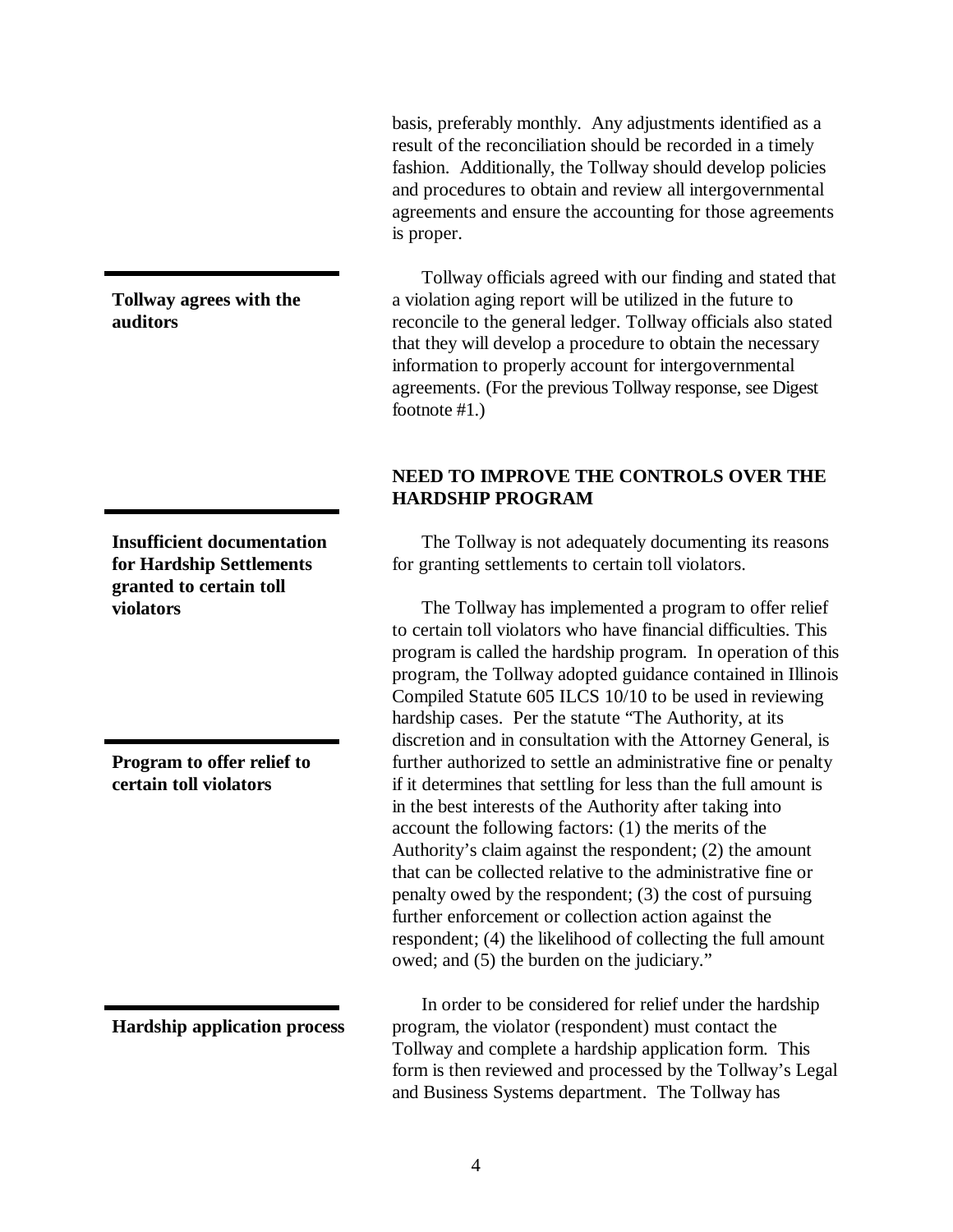basis, preferably monthly. Any adjustments identified as a result of the reconciliation should be recorded in a timely fashion. Additionally, the Tollway should develop policies and procedures to obtain and review all intergovernmental agreements and ensure the accounting for those agreements is proper.

**Tollway agrees with the auditors**

Tollway officials agreed with our finding and stated that a violation aging report will be utilized in the future to reconcile to the general ledger. Tollway officials also stated that they will develop a procedure to obtain the necessary information to properly account for intergovernmental agreements. (For the previous Tollway response, see Digest footnote #1.)

## NEED TO IMPROVE THE CONTROLS OVER THE HARDSHIP PROGRAM

**Insufficient documentation for Hardship Settlements granted to certain toll violators**

The Tollway is not adequately documenting its reasons for granting settlements to certain toll violators.

**Program to offer relief to certain toll violators**

The Tollway has implemented a program to offer relief to certain toll violators who have financial difficulties. This program is called the hardship program. In operation of this program, the Tollway adopted guidance contained in Illinois Compiled Statute 605 ILCS 10/10 to be used in reviewing hardship cases. Per the statute "The Authority, at its discretion and in consultation with the Attorney General, is further authorized to settle an administrative fine or penalty if it determines that settling for less than the full amount is in the best interests of the Authority after taking into account the following factors: (1) the merits of the Authority's claim against the respondent; (2) the amount that can be collected relative to the administrative fine or penalty owed by the respondent; (3) the cost of pursuing further enforcement or collection action against the respondent; (4) the likelihood of collecting the full amount owed; and (5) the burden on the judiciary."

**Hardship application process**

In order to be considered for relief under the hardship program, the violator (respondent) must contact the Tollway and complete a hardship application form. This form is then reviewed and processed by the Tollway's Legal and Business Systems department. The Tollway has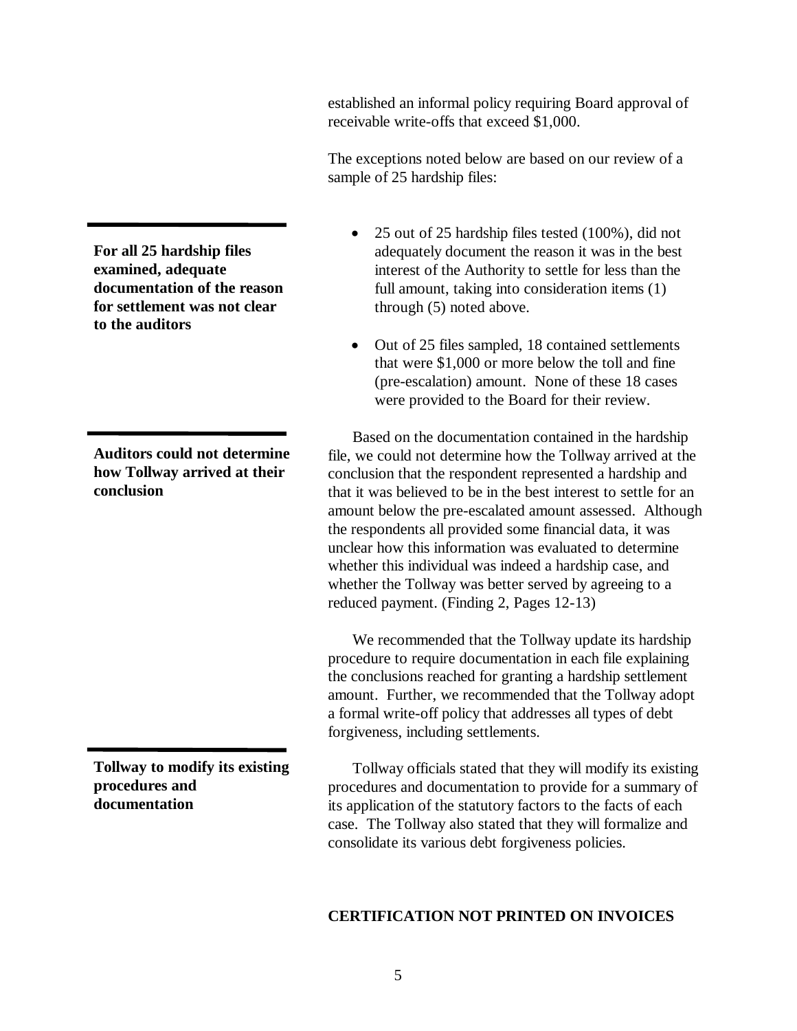established an informal policy requiring Board approval of receivable write-offs that exceed $1,000.

The exceptions noted below are based on our review of a sample of 25 hardship files:

**For all 25 hardship files examined, adequate documentation of the reason for settlement was not clear to the auditors**

- 25 out of 25 hardship files tested (100%), did not adequately document the reason it was in the best interest of the Authority to settle for less than the full amount, taking into consideration items (1) through (5) noted above.
- Out of 25 files sampled, 18 contained settlements that were $1,000 or more below the toll and fine (pre-escalation) amount. None of these 18 cases were provided to the Board for their review.

**Auditors could not determine how Tollway arrived at their conclusion**

Based on the documentation contained in the hardship file, we could not determine how the Tollway arrived at the conclusion that the respondent represented a hardship and that it was believed to be in the best interest to settle for an amount below the pre-escalated amount assessed. Although the respondents all provided some financial data, it was unclear how this information was evaluated to determine whether this individual was indeed a hardship case, and whether the Tollway was better served by agreeing to a reduced payment. (Finding 2, Pages 12-13)

We recommended that the Tollway update its hardship procedure to require documentation in each file explaining the conclusions reached for granting a hardship settlement amount. Further, we recommended that the Tollway adopt a formal write-off policy that addresses all types of debt forgiveness, including settlements.

**Tollway to modify its existing procedures and documentation**

Tollway officials stated that they will modify its existing procedures and documentation to provide for a summary of its application of the statutory factors to the facts of each case. The Tollway also stated that they will formalize and consolidate its various debt forgiveness policies.

**CERTIFICATION NOT PRINTED ON INVOICES**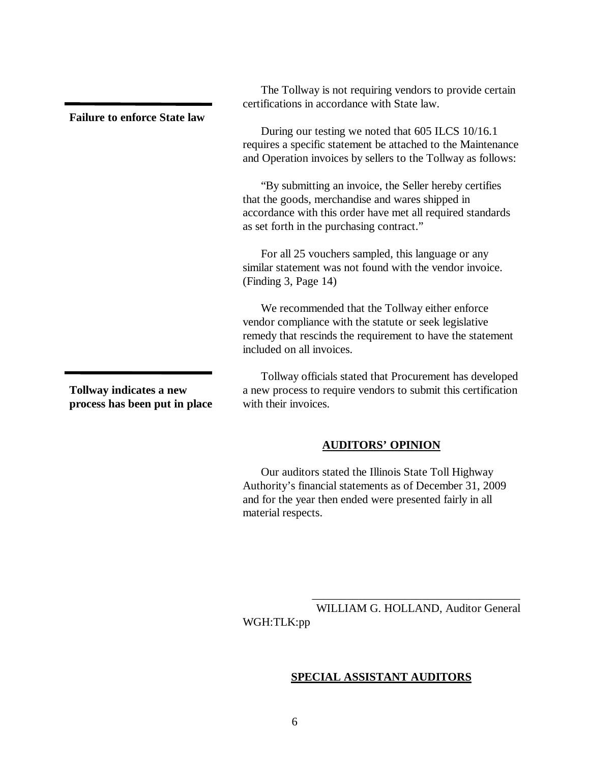**Failure to enforce State law**

The Tollway is not requiring vendors to provide certain certifications in accordance with State law.

During our testing we noted that 605 ILCS 10/16.1 requires a specific statement be attached to the Maintenance and Operation invoices by sellers to the Tollway as follows:

"By submitting an invoice, the Seller hereby certifies that the goods, merchandise and wares shipped in accordance with this order have met all required standards as set forth in the purchasing contract."

For all 25 vouchers sampled, this language or any similar statement was not found with the vendor invoice. (Finding 3, Page 14)

We recommended that the Tollway either enforce vendor compliance with the statute or seek legislative remedy that rescinds the requirement to have the statement included on all invoices.

**Tollway indicates a new process has been put in place**

Tollway officials stated that Procurement has developed a new process to require vendors to submit this certification with their invoices.

## AUDITORS' OPINION

Our auditors stated the Illinois State Toll Highway Authority's financial statements as of December 31, 2009 and for the year then ended were presented fairly in all material respects.

\_\_\_\_\_\_\_\_\_\_\_\_\_\_\_\_\_\_\_\_\_\_\_\_\_\_\_\_\_\_\_\_\_\_\_\_

WILLIAM G. HOLLAND, Auditor General

WGH:TLK:pp

## SPECIAL ASSISTANT AUDITORS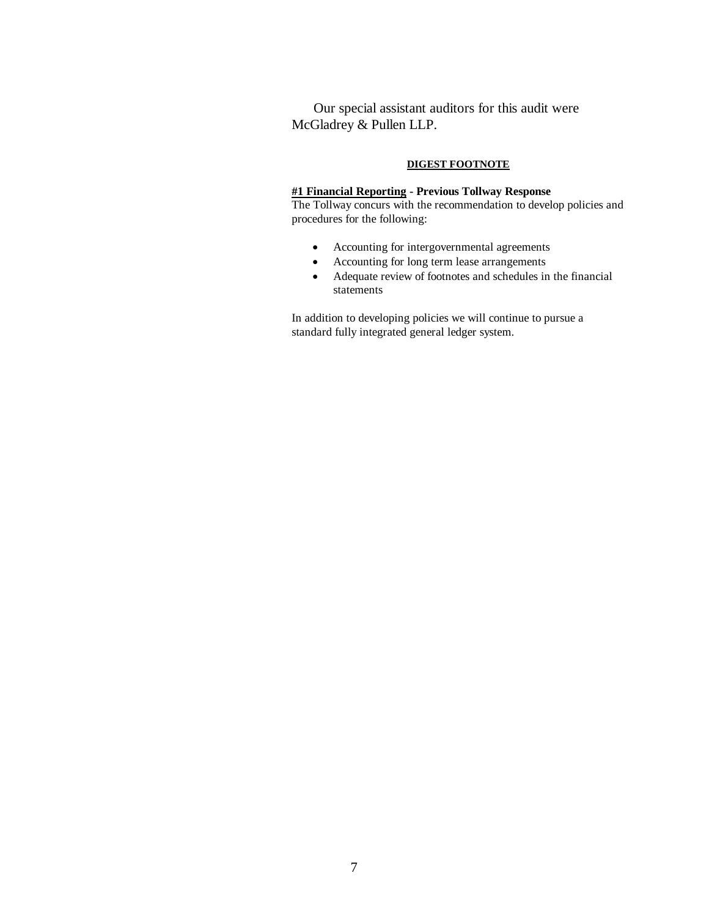Our special assistant auditors for this audit were McGladrey & Pullen LLP.

## DIGEST FOOTNOTE

**#1 Financial Reporting - Previous Tollway Response**

The Tollway concurs with the recommendation to develop policies and procedures for the following:

- Accounting for intergovernmental agreements
- Accounting for long term lease arrangements
- Adequate review of footnotes and schedules in the financial statements

In addition to developing policies we will continue to pursue a standard fully integrated general ledger system.